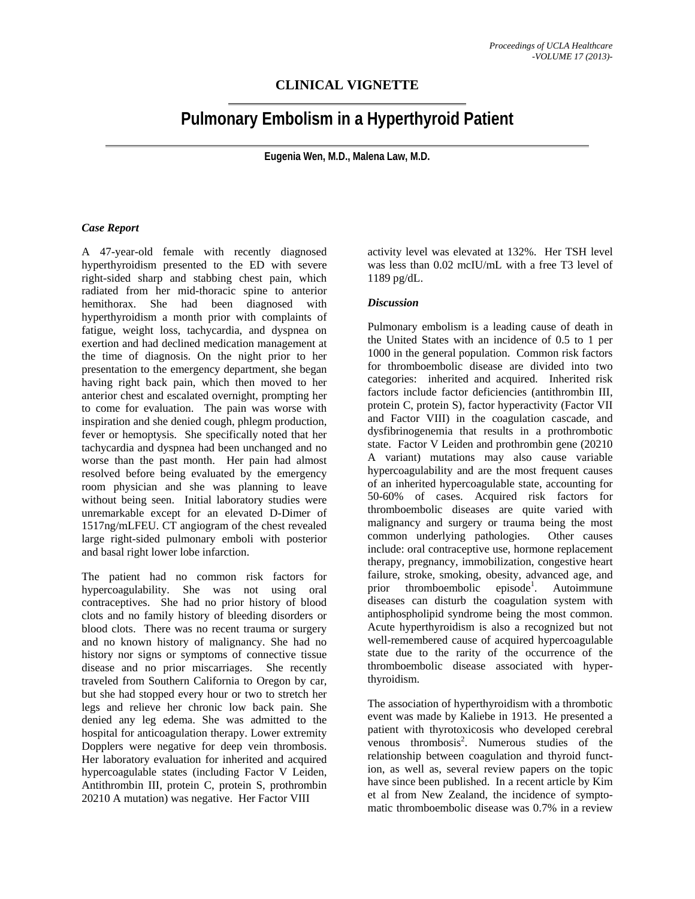## CLINICAL VIGNETTE

# Pulmonary Embolism in a Hyperthyroid Patient

**Eugenia Wen, M.D., Malena Law, M.D.**

### *Case Report*

A 47-year-old female with recently diagnosed hyperthyroidism presented to the ED with severe right-sided sharp and stabbing chest pain, which radiated from her mid-thoracic spine to anterior hemithorax. She had been diagnosed with hyperthyroidism a month prior with complaints of fatigue, weight loss, tachycardia, and dyspnea on exertion and had declined medication management at the time of diagnosis. On the night prior to her presentation to the emergency department, she began having right back pain, which then moved to her anterior chest and escalated overnight, prompting her to come for evaluation. The pain was worse with inspiration and she denied cough, phlegm production, fever or hemoptysis. She specifically noted that her tachycardia and dyspnea had been unchanged and no worse than the past month. Her pain had almost resolved before being evaluated by the emergency room physician and she was planning to leave without being seen. Initial laboratory studies were unremarkable except for an elevated D-Dimer of 1517ng/mLFEU. CT angiogram of the chest revealed large right-sided pulmonary emboli with posterior and basal right lower lobe infarction.

The patient had no common risk factors for hypercoagulability. She was not using oral contraceptives. She had no prior history of blood clots and no family history of bleeding disorders or blood clots. There was no recent trauma or surgery and no known history of malignancy. She had no history nor signs or symptoms of connective tissue disease and no prior miscarriages. She recently traveled from Southern California to Oregon by car, but she had stopped every hour or two to stretch her legs and relieve her chronic low back pain. She denied any leg edema. She was admitted to the hospital for anticoagulation therapy. Lower extremity Dopplers were negative for deep vein thrombosis. Her laboratory evaluation for inherited and acquired hypercoagulable states (including Factor V Leiden, Antithrombin III, protein C, protein S, prothrombin 20210 A mutation) was negative. Her Factor VIII activity level was elevated at 132%. Her TSH level was less than 0.02 mcIU/mL with a free T3 level of 1189 pg/dL.

### *Discussion*

Pulmonary embolism is a leading cause of death in the United States with an incidence of 0.5 to 1 per 1000 in the general population. Common risk factors for thromboembolic disease are divided into two categories: inherited and acquired. Inherited risk factors include factor deficiencies (antithrombin III, protein C, protein S), factor hyperactivity (Factor VII and Factor VIII) in the coagulation cascade, and dysfibrinogenemia that results in a prothrombotic state. Factor V Leiden and prothrombin gene (20210 A variant) mutations may also cause variable hypercoagulability and are the most frequent causes of an inherited hypercoagulable state, accounting for 50-60% of cases. Acquired risk factors for thromboembolic diseases are quite varied with malignancy and surgery or trauma being the most common underlying pathologies. Other causes include: oral contraceptive use, hormone replacement therapy, pregnancy, immobilization, congestive heart failure, stroke, smoking, obesity, advanced age, and prior thromboembolic episode[1]. Autoimmune diseases can disturb the coagulation system with antiphospholipid syndrome being the most common. Acute hyperthyroidism is also a recognized but not well-remembered cause of acquired hypercoagulable state due to the rarity of the occurrence of the thromboembolic disease associated with hyperthyroidism.

The association of hyperthyroidism with a thrombotic event was made by Kaliebe in 1913. He presented a patient with thyrotoxicosis who developed cerebral venous thrombosis[2]. Numerous studies of the relationship between coagulation and thyroid function, as well as, several review papers on the topic have since been published. In a recent article by Kim et al from New Zealand, the incidence of symptomatic thromboembolic disease was 0.7% in a review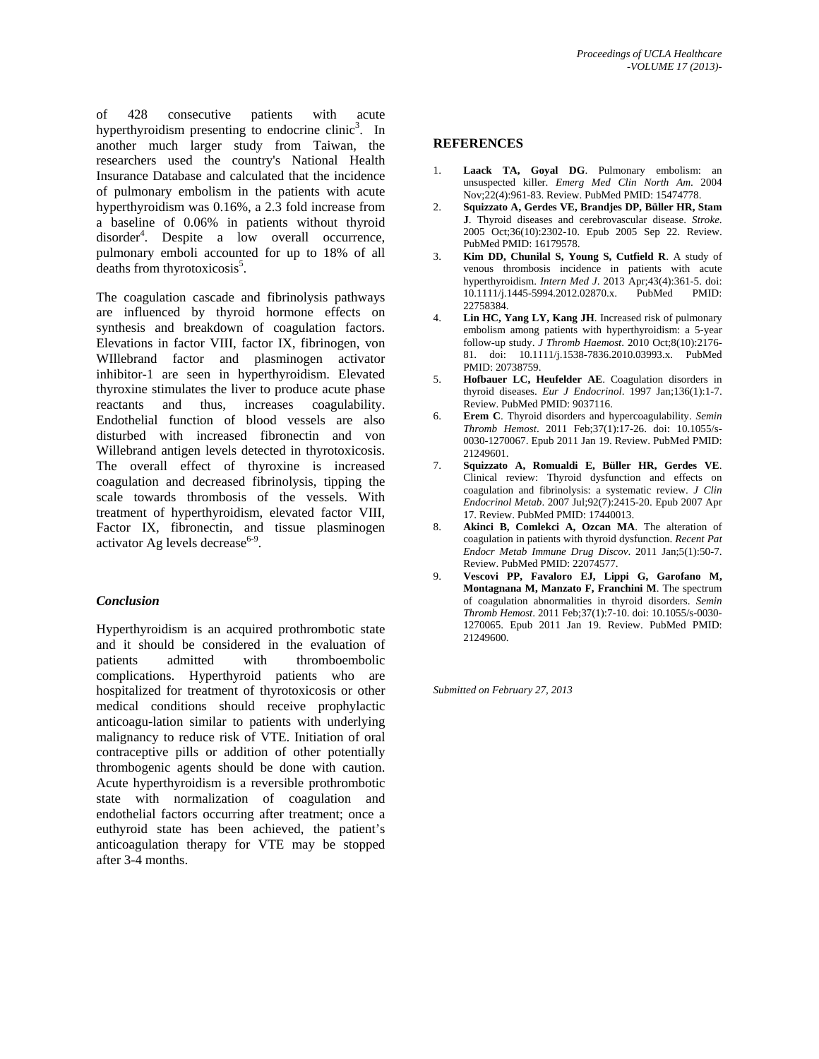of 428 consecutive patients with acute hyperthyroidism presenting to endocrine clinic[3]. In another much larger study from Taiwan, the researchers used the country's National Health Insurance Database and calculated that the incidence of pulmonary embolism in the patients with acute hyperthyroidism was 0.16%, a 2.3 fold increase from a baseline of 0.06% in patients without thyroid disorder[4]. Despite a low overall occurrence, pulmonary emboli accounted for up to 18% of all deaths from thyrotoxicosis[5].

The coagulation cascade and fibrinolysis pathways are influenced by thyroid hormone effects on synthesis and breakdown of coagulation factors. Elevations in factor VIII, factor IX, fibrinogen, von WIllebrand factor and plasminogen activator inhibitor-1 are seen in hyperthyroidism. Elevated thyroxine stimulates the liver to produce acute phase reactants and thus, increases coagulability. Endothelial function of blood vessels are also disturbed with increased fibronectin and von Willebrand antigen levels detected in thyrotoxicosis. The overall effect of thyroxine is increased coagulation and decreased fibrinolysis, tipping the scale towards thrombosis of the vessels. With treatment of hyperthyroidism, elevated factor VIII, Factor IX, fibronectin, and tissue plasminogen activator Ag levels decrease[6-9].

### *Conclusion*

Hyperthyroidism is an acquired prothrombotic state and it should be considered in the evaluation of patients admitted with thromboembolic complications. Hyperthyroid patients who are hospitalized for treatment of thyrotoxicosis or other medical conditions should receive prophylactic anticoagu-lation similar to patients with underlying malignancy to reduce risk of VTE. Initiation of oral contraceptive pills or addition of other potentially thrombogenic agents should be done with caution. Acute hyperthyroidism is a reversible prothrombotic state with normalization of coagulation and endothelial factors occurring after treatment; once a euthyroid state has been achieved, the patient's anticoagulation therapy for VTE may be stopped after 3-4 months.

## REFERENCES

1. **Laack TA, Goyal DG**. Pulmonary embolism: an unsuspected killer. *Emerg Med Clin North Am*. 2004 Nov;22(4):961-83. Review. PubMed PMID: 15474778.
2. **Squizzato A, Gerdes VE, Brandjes DP, Büller HR, Stam J**. Thyroid diseases and cerebrovascular disease. *Stroke*. 2005 Oct;36(10):2302-10. Epub 2005 Sep 22. Review. PubMed PMID: 16179578.
3. **Kim DD, Chunilal S, Young S, Cutfield R**. A study of venous thrombosis incidence in patients with acute hyperthyroidism. *Intern Med J*. 2013 Apr;43(4):361-5. doi: 10.1111/j.1445-5994.2012.02870.x. PubMed PMID: 22758384.
4. **Lin HC, Yang LY, Kang JH**. Increased risk of pulmonary embolism among patients with hyperthyroidism: a 5-year follow-up study. *J Thromb Haemost*. 2010 Oct;8(10):2176-81. doi: 10.1111/j.1538-7836.2010.03993.x. PubMed PMID: 20738759.
5. **Hofbauer LC, Heufelder AE**. Coagulation disorders in thyroid diseases. *Eur J Endocrinol*. 1997 Jan;136(1):1-7. Review. PubMed PMID: 9037116.
6. **Erem C**. Thyroid disorders and hypercoagulability. *Semin Thromb Hemost*. 2011 Feb;37(1):17-26. doi: 10.1055/s-0030-1270067. Epub 2011 Jan 19. Review. PubMed PMID: 21249601.
7. **Squizzato A, Romualdi E, Büller HR, Gerdes VE**. Clinical review: Thyroid dysfunction and effects on coagulation and fibrinolysis: a systematic review. *J Clin Endocrinol Metab*. 2007 Jul;92(7):2415-20. Epub 2007 Apr 17. Review. PubMed PMID: 17440013.
8. **Akinci B, Comlekci A, Ozcan MA**. The alteration of coagulation in patients with thyroid dysfunction. *Recent Pat Endocr Metab Immune Drug Discov*. 2011 Jan;5(1):50-7. Review. PubMed PMID: 22074577.
9. **Vescovi PP, Favaloro EJ, Lippi G, Garofano M, Montagnana M, Manzato F, Franchini M**. The spectrum of coagulation abnormalities in thyroid disorders. *Semin Thromb Hemost*. 2011 Feb;37(1):7-10. doi: 10.1055/s-0030-1270065. Epub 2011 Jan 19. Review. PubMed PMID: 21249600.

*Submitted on February 27, 2013*